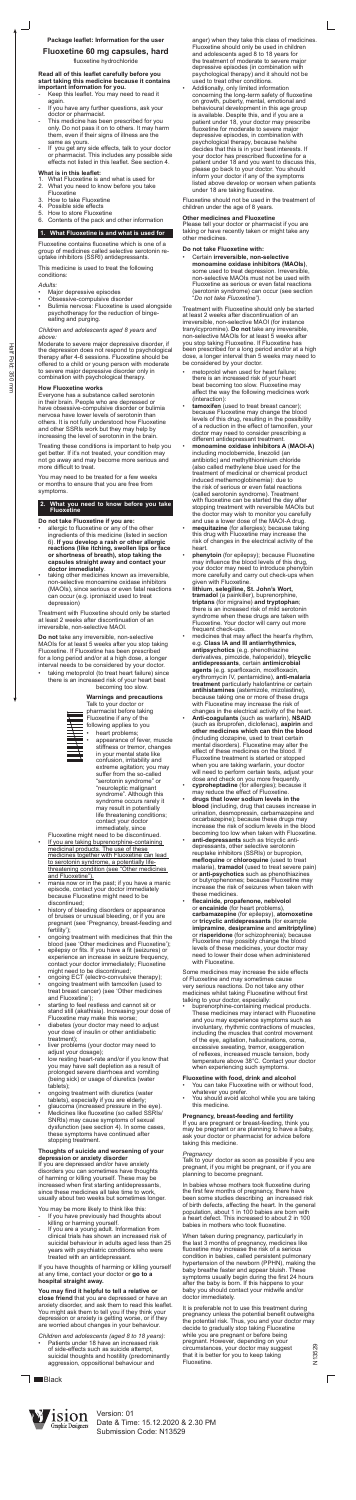# Package leaflet: Information for the user

## Fluoxetine 60 mg capsules, hard

fluoxetine hydrochloride

**Read all of this leaflet carefully before you start taking this medicine because it contains important information for you.**

- Keep this leaflet. You may need to read it again.
- If you have any further questions, ask your doctor or pharmacist.
- This medicine has been prescribed for you only. Do not pass it on to others. It may harm them, even if their signs of illness are the same as yours.
- If you get any side effects, talk to your doctor or pharmacist. This includes any possible side effects not listed in this leaflet. See section 4.

**What is in this leaflet:**

1. What Fluoxetine is and what is used for
2. What you need to know before you take Fluoxetine
3. How to take Fluoxetine
4. Possible side effects
5. How to store Fluoxetine
6. Contents of the pack and other information

## 1. What Fluoxetine is and what is used for

Fluoxetine contains fluoxetine which is one of a group of medicines called selective serotonin re-uptake inhibitors (SSRI) antidepressants.

This medicine is used to treat the following conditions:

*Adults:*

- Major depressive episodes
- Obsessive-compulsive disorder
- Bulimia nervosa: Fluoxetine is used alongside psychotherapy for the reduction of binge-eating and purging.

*Children and adolescents aged 8 years and above:*

Moderate to severe major depressive disorder, if the depression does not respond to psychological therapy after 4-6 sessions. Fluoxetine should be offered to a child or young person with moderate to severe major depressive disorder only in combination with psychological therapy.

**How Fluoxetine works**

Everyone has a substance called serotonin in their brain. People who are depressed or have obsessive-compulsive disorder or bulimia nervosa have lower levels of serotonin than others. It is not fully understood how Fluoxetine and other SSRIs work but they may help by increasing the level of serotonin in the brain.

Treating these conditions is important to help you get better. If it's not treated, your condition may not go away and may become more serious and more difficult to treat.

You may need to be treated for a few weeks or months to ensure that you are free from symptoms.

## 2. What you need to know before you take Fluoxetine

**Do not take Fluoxetine if you are:**

- allergic to fluoxetine or any of the other ingredients of this medicine (listed in section 6). **If you develop a rash or other allergic reactions (like itching, swollen lips or face or shortness of breath), stop taking the capsules straight away and contact your doctor immediately.**
- taking other medicines known as irreversible, non-selective monoamine oxidase inhibitors (MAOIs), since serious or even fatal reactions can occur (e.g. iproniazid used to treat depression)

Treatment with Fluoxetine should only be started at least 2 weeks after discontinuation of an irreversible, non-selective MAOI.

**Do not** take any irreversible, non-selective MAOIs for at least 5 weeks after you stop taking Fluoxetine. If Fluoxetine has been prescribed for a long period and/or at a high dose, a longer interval needs to be considered by your doctor.

- taking metoprolol (to treat heart failure) since there is an increased risk of your heart beat becoming too slow.

**Warnings and precautions**

Talk to your doctor or pharmacist before taking Fluoxetine if any of the following applies to you

- heart problems;
- appearance of fever, muscle stiffness or tremor, changes in your mental state like confusion, irritability and extreme agitation; you may suffer from the so-called "serotonin syndrome" or "neuroleptic malignant syndrome". Although this syndrome occurs rarely it may result in potentially life threatening conditions; contact your doctor immediately, since Fluoxetine might need to be discontinued. If you are taking buprenorphine-containing medicinal products. The use of these medicines together with Fluoxetine can lead to serotonin syndrome, a potentially life-threatening condition (see "Other medicines and Fluoxetine");
- mania now or in the past; if you have a manic episode, contact your doctor immediately because Fluoxetine might need to be discontinued.
- history of bleeding disorders or appearance of bruises or unusual bleeding, or if you are pregnant (see 'Pregnancy, breast-feeding and fertility');
- ongoing treatment with medicines that thin the blood (see 'Other medicines and Fluoxetine');
- epilepsy or fits. If you have a fit (seizures) or experience an increase in seizure frequency, contact your doctor immediately; Fluoxetine might need to be discontinued;
- ongoing ECT (electro-convulsive therapy);
- ongoing treatment with tamoxifen (used to treat breast cancer) (see 'Other medicines and Fluoxetine');
- starting to feel restless and cannot sit or stand still (akathisia). Increasing your dose of Fluoxetine may make this worse;
- diabetes (your doctor may need to adjust your dose of insulin or other antidiabetic treatment);
- liver problems (your doctor may need to adjust your dosage);
- low resting heart-rate and/or if you know that you may have salt depletion as a result of prolonged severe diarrhoea and vomiting (being sick) or usage of diuretics (water tablets);
- ongoing treatment with diuretics (water tablets), especially if you are elderly;
- glaucoma (increased pressure in the eye).
- Medicines like fluoxetine (so called SSRIs/ SNRIs) may cause symptoms of sexual dysfunction (see section 4). In some cases, these symptoms have continued after stopping treatment.

**Thoughts of suicide and worsening of your depression or anxiety disorder**

If you are depressed and/or have anxiety disorders you can sometimes have thoughts of harming or killing yourself. These may be increased when first starting antidepressants, since these medicines all take time to work, usually about two weeks but sometimes longer.

You may be more likely to think like this:

- If you have previously had thoughts about killing or harming yourself.
- If you are a young adult. Information from clinical trials has shown an increased risk of suicidal behaviour in adults aged less than 25 years with psychiatric conditions who were treated with an antidepressant.

If you have thoughts of harming or killing yourself at any time, contact your doctor or **go to a hospital straight away.**

**You may find it helpful to tell a relative or close friend** that you are depressed or have an anxiety disorder, and ask them to read this leaflet. You might ask them to tell you if they think your depression or anxiety is getting worse, or if they are worried about changes in your behaviour.

*Children and adolescents (aged 8 to 18 years):*

- Patients under 18 have an increased risk of side-effects such as suicide attempt, suicidal thoughts and hostility (predominantly aggression, oppositional behaviour and anger) when they take this class of medicines. Fluoxetine should only be used in children and adolescents aged 8 to 18 years for the treatment of moderate to severe major depressive episodes (in combination with psychological therapy) and it should not be used to treat other conditions.
- Additionally, only limited information concerning the long-term safety of fluoxetine on growth, puberty, mental, emotional and behavioural development in this age group is available. Despite this, and if you are a patient under 18, your doctor may prescribe fluoxetine for moderate to severe major depressive episodes, in combination with psychological therapy, because he/she decides that this is in your best interests. If your doctor has prescribed fluoxetine for a patient under 18 and you want to discuss this, please go back to your doctor. You should inform your doctor if any of the symptoms listed above develop or worsen when patients under 18 are taking fluoxetine.

Fluoxetine should not be used in the treatment of children under the age of 8 years.

**Other medicines and Fluoxetine**

Please tell your doctor or pharmacist if you are taking or have recently taken or might take any other medicines.

**Do not take Fluoxetine with:**

- Certain **irreversible, non-selective monoamine oxidase inhibitors (MAOIs)**, some used to treat depression. Irreversible, non-selective MAOIs must not be used with Fluoxetine as serious or even fatal reactions (serotonin syndrome) can occur (see section "*Do not take Fluoxetine*").

Treatment with Fluoxetine should only be started at least 2 weeks after discontinuation of an irreversible, non-selective MAOI (for instance tranylcypromine). **Do not** take any irreversible, non-selective MAOIs for at least 5 weeks after you stop taking Fluoxetine. If Fluoxetine has been prescribed for a long period and/or at a high dose, a longer interval than 5 weeks may need to be considered by your doctor.

- metoprolol when used for heart failure; there is an increased risk of your heart beat becoming too slow. Fluoxetine may affect the way the following medicines work (interaction):
- **tamoxifen** (used to treat breast cancer); because Fluoxetine may change the blood levels of this drug, resulting in the possibility of a reduction in the effect of tamoxifen, your doctor may need to consider prescribing a different antidepressant treatment.
- **monoamine oxidase inhibitors A (MAOI-A)** including moclobemide, linezolid (an antibiotic) and methylthionium chloride (also called methylene blue used for the treatment of medicinal or chemical product induced methaemoglobinemia): due to the risk of serious or even fatal reactions (called serotonin syndrome). Treatment with fluoxetine can be started the day after stopping treatment with reversible MAOIs but the doctor may wish to monitor you carefully and use a lower dose of the MAOI-A drug.
- **mequitazine** (for allergies); because taking this drug with Fluoxetine may increase the risk of changes in the electrical activity of the heart
- **phenytoin** (for epilepsy); because Fluoxetine may influence the blood levels of this drug, your doctor may need to introduce phenytoin more carefully and carry out check-ups when given with Fluoxetine.
- **lithium, selegiline, St. John's Wort, tramadol** (a painkiller), buprenorphine, **triptans** (for migraine) and **tryptophan**; there is an increased risk of mild serotonin syndrome when these drugs are taken with Fluoxetine. Your doctor will carry out more frequent check-ups.
- medicines that may affect the heart's rhythm, e.g. **Class IA and III antiarrhythmics, antipsychotics** (e.g. phenothiazine derivatives, pimozide, haloperidol), **tricyclic antidepressants**, certain **antimicrobial agents** (e.g. sparfloxacin, moxifloxacin, erythromycin IV, pentamidine), **anti-malaria treatment** particularly halofantrine or certain **antihistamines** (astemizole, mizolastine), because taking one or more of these drugs with Fluoxetine may increase the risk of changes in the electrical activity of the heart.
- **Anti-coagulants** (such as warfarin), **NSAID** (such as ibuprofen, diclofenac), **aspirin** and **other medicines which can thin the blood** (including clozapine, used to treat certain mental disorders). Fluoxetine may alter the effect of these medicines on the blood. If Fluoxetine treatment is started or stopped when you are taking warfarin, your doctor will need to perform certain tests, adjust your dose and check on you more frequently.
- **cyproheptadine** (for allergies); because it may reduce the effect of Fluoxetine.
- **drugs that lower sodium levels in the blood** (including, drug that causes increase in urination, desmopressin, carbamazepine and oxcarbazepine); because these drugs may increase the risk of sodium levels in the blood becoming too low when taken with Fluoxetine.
- **anti-depressants** such as tricyclic anti-depressants, other selective serotonin reuptake inhibitors (SSRIs) or bupropion, **mefloquine or chloroquine** (used to treat malaria), **tramadol** (used to treat severe pain) or **anti-psychotics** such as phenothiazines or butyrophenones; because Fluoxetine may increase the risk of seizures when taken with these medicines.
- **flecainide, propafenone, nebivolol** or **encainide** (for heart problems), **carbamazepine** (for epilepsy), **atomoxetine** or **tricyclic antidepressants** (for example **imipramine**, **desipramine** and **amitriptyline**) or **risperidone** (for schizophrenia); because Fluoxetine may possibly change the blood levels of these medicines, your doctor may need to lower their dose when administered with Fluoxetine.

Some medicines may increase the side effects of Fluoxetine and may sometimes cause very serious reactions. Do not take any other medicines whilst taking Fluoxetine without first talking to your doctor, especially:

- buprenorphine-containing medicinal products. These medicines may interact with Fluoxetine and you may experience symptoms such as involuntary, rhythmic contractions of muscles, including the muscles that control movement of the eye, agitation, hallucinations, coma, excessive sweating, tremor, exaggeration of reflexes, increased muscle tension, body temperature above 38°C. Contact your doctor when experiencing such symptoms.

**Fluoxetine with food, drink and alcohol**

- You can take Fluoxetine with or without food, whatever you prefer.
- You should avoid alcohol while you are taking this medicine.

**Pregnancy, breast-feeding and fertility**

If you are pregnant or breast-feeding, think you may be pregnant or are planning to have a baby, ask your doctor or pharmacist for advice before taking this medicine.

*Pregnancy*

Talk to your doctor as soon as possible if you are pregnant, if you might be pregnant, or if you are planning to become pregnant.

In babies whose mothers took fluoxetine during the first few months of pregnancy, there have been some studies describing an increased risk of birth defects, affecting the heart. In the general population, about 1 in 100 babies are born with a heart defect. This increased to about 2 in 100 babies in mothers who took fluoxetine.

When taken during pregnancy, particularly in the last 3 months of pregnancy, medicines like fluoxetine may increase the risk of a serious condition in babies, called persistent pulmonary hypertension of the newborn (PPHN), making the baby breathe faster and appear bluish. These symptoms usually begin during the first 24 hours after the baby is born. If this happens to your baby you should contact your midwife and/or doctor immediately.

It is preferable not to use this treatment during pregnancy unless the potential benefit outweighs the potential risk. Thus, you and your doctor may decide to gradually stop taking Fluoxetine while you are pregnant or before being pregnant. However, depending on your circumstances, your doctor may suggest that it is better for you to keep taking Fluoxetine.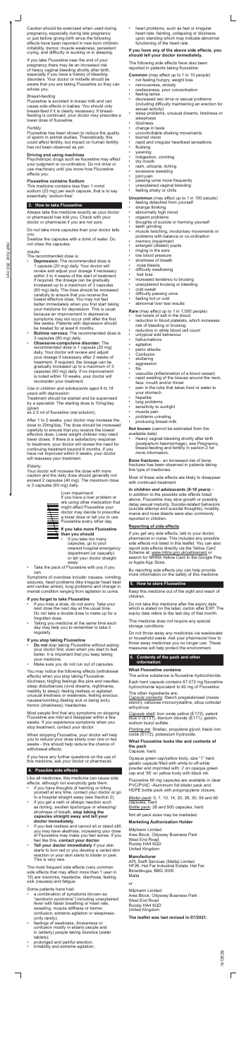Caution should be exercised when used during pregnancy, especially during late pregnancy or just before giving birth since the following effects have been reported in new born children: irritability, tremor, muscle weakness, persistent crying, and difficulty in sucking or in sleeping.

If you take Fluoxetine near the end of your pregnancy there may be an increased risk of heavy vaginal bleeding shortly after birth, especially if you have a history of bleeding disorders. Your doctor or midwife should be aware that you are taking Fluoxetine so they can advise you.

*Breast-feeding*

Fluoxetine is excreted in breast milk and can cause side effects in babies. You should only breast-feed if it is clearly necessary. If breast-feeding is continued, your doctor may prescribe a lower dose of fluoxetine.

*Fertility*

Fluoxetine has been shown to reduce the quality of sperm in animal studies. Theoretically, this could affect fertility, but impact on human fertility has not been observed as yet.

**Driving and using machines**

Psychotropic drugs such as fluoxetine may affect your judgement or co-ordination. Do not drive or use machinery until you know how Fluoxetine affects you.

**Fluoxetine contains Sodium**

This medicine contains less than 1 mmol sodium (23 mg) per each capsule, that is to say essentially 'sodium-free'.

## 3. How to take Fluoxetine

Always take this medicine exactly as your doctor or pharmacist has told you. Check with your doctor or pharmacist if you are not sure.

Do not take more capsules than your doctor tells you.

Swallow the capsules with a drink of water. Do not chew the capsules.

*Adults:*

The recommended dose is:

- **Depression:** The recommended dose is 1 capsule (20 mg) daily. Your doctor will review and adjust your dosage if necessary within 3 to 4 weeks of the start of treatment. If required, the dosage can be gradually increased up to a maximum of 3 capsules (60 mg) daily. The dose should be increased carefully to ensure that you receive the lowest effective dose. You may not feel better immediately when you first start taking your medicine for depression. This is usual because an improvement in depressive symptoms may not occur until after the first few weeks. Patients with depression should be treated for at least 6 months.
- **Bulimia nervosa:** The recommended dose is 3 capsules (60 mg) daily.
- **Obsessive-compulsive disorder:** The recommended dose is 1 capsule (20 mg) daily. Your doctor will review and adjust your dosage if necessary after 2 weeks of treatment. If required, the dosage can be gradually increased up to a maximum of 3 capsules (60 mg) daily. If no improvement is noted within 10 weeks, your doctor will reconsider your treatment.

*Use in children and adolescents aged 8 to 18 years with depression:*

Treatment should be started and be supervised by a specialist. The starting dose is 10mg/day (given as 2.5 ml of fluoxetine oral solution).

After 1 to 2 weeks, your doctor may increase the dose to 20mg/day. The dose should be increased carefully to ensure that you receive the lowest effective dose. Lower weight children may need lower doses. If there is a satisfactory response to treatment, your doctor will review the need for continuing treatment beyond 6 months. If you have not improved within 9 weeks, your doctor will reassess your treatment.

*Elderly:*

Your doctor will increase the dose with more caution and the daily dose should generally not exceed 2 capsules (40 mg). The maximum dose is 3 capsules (60 mg) daily.

*Liver impairment:*

If you have a liver problem or are using other medication that might affect Fluoxetine your doctor may decide to prescribe a lower dose or tell you to use Fluoxetine every other day.

**If you take more Fluoxetine than you should**

- If you take too many capsules, go to your nearest hospital emergency department (or casualty) or tell your doctor straight away.
- Take the pack of Fluoxetine with you if you can.

Symptoms of overdose include: nausea, vomiting, seizures, heart problems (like irregular heart beat and cardiac arrest), lung problems and change in mental condition ranging from agitation to coma.

**If you forget to take Fluoxetine**

- If you miss a dose, do not worry. Take your next dose the next day at the usual time.
- Do not take a double dose to make up for a forgotten dose.
- Taking you medicine at the same time each day may help you to remember to take it regularly.

**If you stop taking Fluoxetine**

- **Do not** stop taking Fluoxetine without asking your doctor first, even when you start to feel better. It is important that you keep taking your medicine.
- Make sure you do not run out of capsules.

You may notice the following effects (withdrawal effects) when you stop taking Fluoxetine: dizziness; tingling feelings like pins and needles; sleep disturbances (vivid dreams, nightmares, inability to sleep); feeling restless or agitated; unusual tiredness or weakness; feeling anxious; nausea/vomiting (feeling sick or being sick); tremor (shakiness); headaches.

Most people find that any symptoms on stopping Fluoxetine are mild and disappear within a few weeks. If you experience symptoms when you stop treatment, contact your doctor.

When stopping Fluoxetine, your doctor will help you to reduce your dose slowly over one or two weeks - this should help reduce the chance of withdrawal effects.

If you have any further questions on the use of this medicine, ask your doctor or pharmacist.

## 4. Possible side effects

Like all medicines, this medicine can cause side effects, although not everybody gets them.

- If you have thoughts of harming or killing yourself at any time, contact your doctor or go to a hospital straight away (see Section 2).
- If you get a rash or allergic reaction such as itching, swollen lips/tongue or wheezing/shortness of breath, **stop taking the capsules straight away and tell your doctor immediately.**
- If you feel restless and cannot sit or stand still, you may have akathisia; increasing your dose of Fluoxetine may make you feel worse. If you feel like this, **contact your doctor.**
- **Tell your doctor immediately** if your skin starts to turn red or you develop a varied skin reaction or your skin starts to blister or peel. This is very rare.

The most frequent side effects (very common side effects that may affect more than 1 user in 10) are insomnia, headache, diarrhoea, feeling sick (nausea) and fatigue.

Some patients have had:

- a combination of symptoms (known as "serotonin syndrome") including unexplained fever with faster breathing or heart rate, sweating, muscle stiffness or tremor, confusion, extreme agitation or sleepiness (only rarely);
- feelings of weakness, drowsiness or confusion mostly in elderly people and in (elderly) people taking diuretics (water tablets);
- prolonged and painful erection;
- irritability and extreme agitation;
- heart problems, such as fast or irregular heart rate, fainting, collapsing or dizziness upon standing which may indicate abnormal functioning of the heart rate.

**If you have any of the above side effects, you should tell your doctor immediately.**

The following side effects have also been reported in patients taking fluoxetine:

**Common** (may affect up to 1 in 10 people)

- not feeling hungry, weight loss
- nervousness, anxiety
- restlessness, poor concentration
- feeling tense
- decreased sex drive or sexual problems (including difficulty maintaining an erection for sexual activity)
- sleep problems, unusual dreams, tiredness or sleepiness
- dizziness
- change in taste
- uncontrollable shaking movements
- blurred vision
- rapid and irregular heartbeat sensations
- flushing
- yawning
- indigestion, vomiting
- dry mouth
- rash, urticaria, itching
- excessive sweating
- joint pain
- passing urine more frequently
- unexplained vaginal bleeding
- feeling shaky or chills

**Uncommon** (may affect up to 1 in 100 people)

- feeling detached from yourself
- strange thinking
- abnormally high mood
- orgasm problems
- thoughts of suicide or harming yourself
- teeth grinding
- muscle twitching, involuntary movements or problems with balance or co-ordination
- memory impairment
- enlarged (dilated) pupils
- ringing in the ears
- low blood pressure
- shortness of breath
- nose bleeds
- difficulty swallowing
- hair loss
- increased tendency to bruising
- unexplained bruising or bleeding
- cold sweat
- difficulty passing urine
- feeling hot or cold
- abnormal liver test results

**Rare** (may affect up to 1 in 1,000 people)

- low levels of salt in the blood
- reduction in blood platelets, which increases risk of bleeding or bruising
- reduction in white blood cell count
- untypical wild behaviour
- hallucinations
- agitation
- panic attacks
- Confusion
- stuttering
- aggression
- fits
- vasculitis (inflammation of a blood vessel)
- rapid swelling of the tissues around the neck, face, mouth and/or throat
- pain in the tube that takes food or water to your stomach
- hepatitis
- lung problems
- sensitivity to sunlight
- muscle pain
- problems urinating
- producing breast milk

**Not known** (cannot be estimated from the available data)

- Heavy vaginal bleeding shortly after birth (postpartum haemorrhage), see Pregnancy, breast-feeding and fertility in section 2 for more information.

**Bone fractures** - an increased risk of bone fractures has been observed in patients taking this type of medicines.

Most of these side effects are likely to disappear with continued treatment.

***In children and adolescents (8-18 years)*** – In addition to the possible side effects listed above, Fluoxetine may slow growth or possibly delay sexual maturity. Suicide-related behaviours (suicide attempt and suicidal thoughts), hostility, mania and nose bleeds were also commonly reported in children.

### Reporting of side effects

If you get any side effects, talk to your doctor, pharmacist or nurse. This includes any possible side effects not listed in this leaflet. You can also report side effects directly via the Yellow Card Scheme at: www.mhra.gov.uk/yellowcard or search for MHRA Yellow Card in the Google Play or Apple App Store.

By reporting side effects you can help provide more information on the safety of this medicine.

## 5. How to store Fluoxetine

Keep this medicine out of the sight and reach of children.

Do not take this medicine after the expiry date which is stated on the label, carton after EXP. The expiry date refers to the last day of that month.

This medicine does not require any special storage conditions

Do not throw away any medicines via wastewater or household waste. Ask your pharmacist how to throw away medicines you no longer use. These measures will help protect the environment.

## 6. Contents of the pack and other information

**What Fluoxetine contains**

The active substance is fluoxetine hydrochloride.

Each hard capsule contains 67.07 mg fluoxetine hydrochloride equivalent to 60 mg of Fluoxetine

The other ingredients are:

*Capsule contents:* Starch pregelatinised (maize starch), cellulose microcrystalline, silica colloidal anhydrous.

*Capsule shell:* Iron oxide yellow (E172), patent blue V (E131), titanium dioxide (E171), gelatin, sodium lauryl sulfate.

*Printing ink:* Shellac, propylene glycol, black iron oxide (E172), potassium hydroxide.

**What Fluoxetine looks like and contents of the pack**

Capsule, hard.

Opaque green cap/yellow body, size "1" hard gelatin capsule filled with white to off-white powder and imprinted with 'J' on opaque green cap and '95' on yellow body with black ink.

Fluoxetine 60 mg capsules are available in clear PVC/PVdC -Aluminium foil blister pack and HDPE bottle pack with polypropylene closure.

*Blister pack:* 5, 7, 10, 14, 20, 28, 30, 56 and 60 capsules, hard

*Bottle pack:* 28 and 500 capsules, hard

Not all pack sizes may be marketed.

**Marketing Authorization Holder**

Milpharm Limited
Ares Block, Odyssey Business Park
West End Road
Ruislip HA4 6QD
United Kingdom

**Manufacturer**

APL Swift Services (Malta) Limited
HF26, Hal Far Industrial Estate, Hal Far
Birzebbugia, BBG 3000
Malta

or

Milpharm Limited
Ares Block, Odyssey Business Park
West End Road
Ruislip HA4 6QD
United Kingdom

**The leaflet was last revised in 07/2021.**